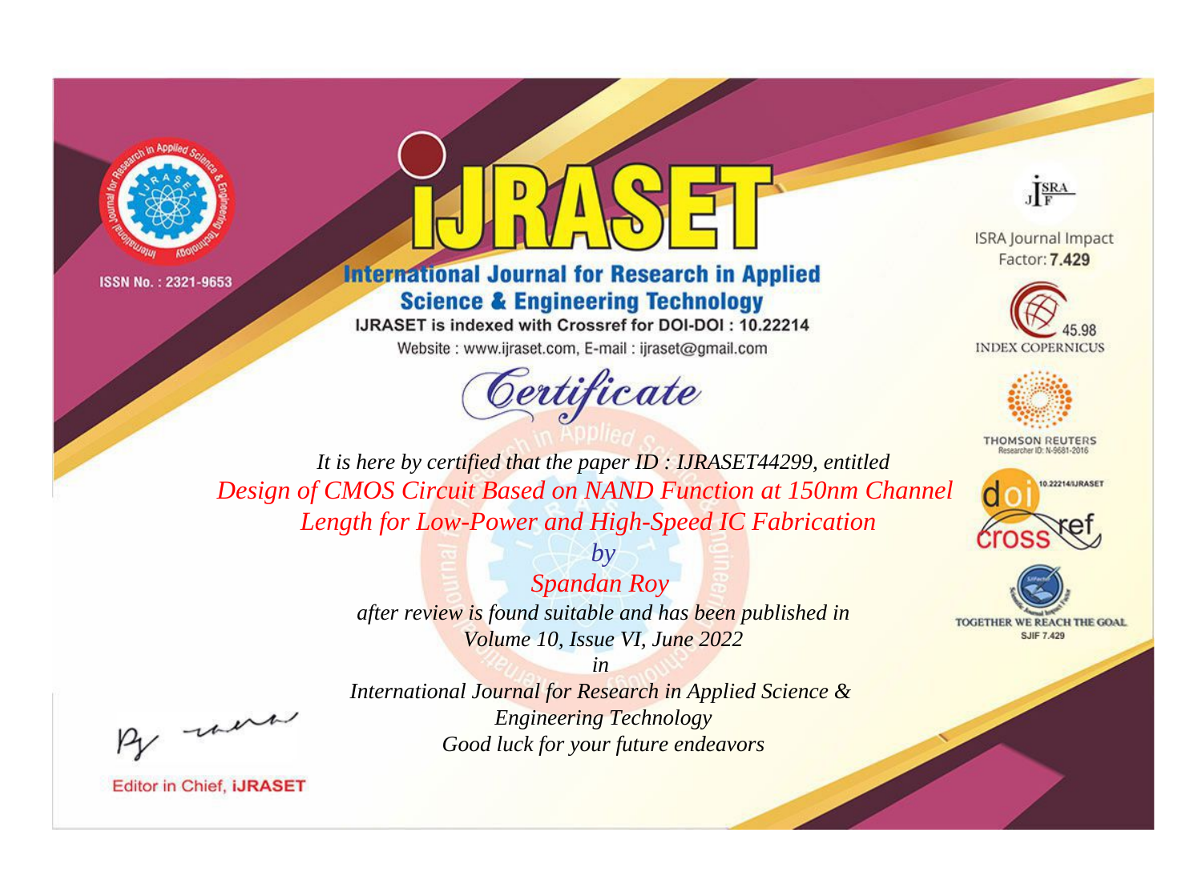ISSN No. : 2321-9653

# IJRASET

## International Journal for Research in Applied Science & Engineering Technology

IJRASET is indexed with Crossref for DOI-DOI : 10.22214

Website : www.ijraset.com, E-mail : ijraset@gmail.com

ISRA Journal Impact Factor: **7.429**

45.98 INDEX COPERNICUS

THOMSON REUTERS Researcher ID: N-9681-2016

10.22214/IJRASET

TOGETHER WE REACH THE GOAL SJIF 7.429

# *Certificate*

*It is here by certified that the paper ID : IJRASET44299, entitled*

*Design of CMOS Circuit Based on NAND Function at 150nm Channel Length for Low-Power and High-Speed IC Fabrication*

*by*

*Spandan Roy*

*after review is found suitable and has been published in*

*Volume 10, Issue VI, June 2022*

*in*

*International Journal for Research in Applied Science & Engineering Technology*

*Good luck for your future endeavors*

Editor in Chief, **iJRASET**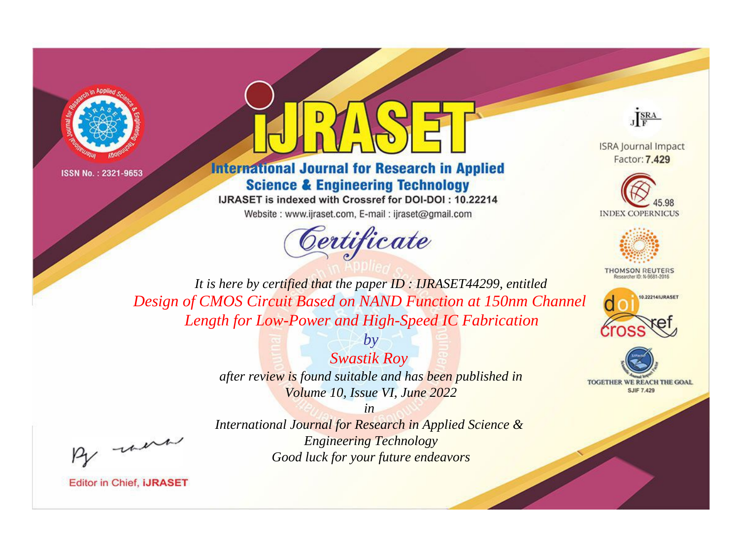ISSN No. : 2321-9653

# iJRASET

## International Journal for Research in Applied Science & Engineering Technology

IJRASET is indexed with Crossref for DOI-DOI : 10.22214

Website : www.ijraset.com, E-mail : ijraset@gmail.com

ISRA Journal Impact Factor: **7.429**

45.98 INDEX COPERNICUS

THOMSON REUTERS Researcher ID: N-9681-2016

10.22214/IJRASET

TOGETHER WE REACH THE GOAL SJIF 7.429

*Certificate*

*It is here by certified that the paper ID : IJRASET44299, entitled*

*Design of CMOS Circuit Based on NAND Function at 150nm Channel Length for Low-Power and High-Speed IC Fabrication*

*by*

*Swastik Roy*

*after review is found suitable and has been published in*

*Volume 10, Issue VI, June 2022*

*in*

*International Journal for Research in Applied Science & Engineering Technology*

*Good luck for your future endeavors*

Editor in Chief, **iJRASET**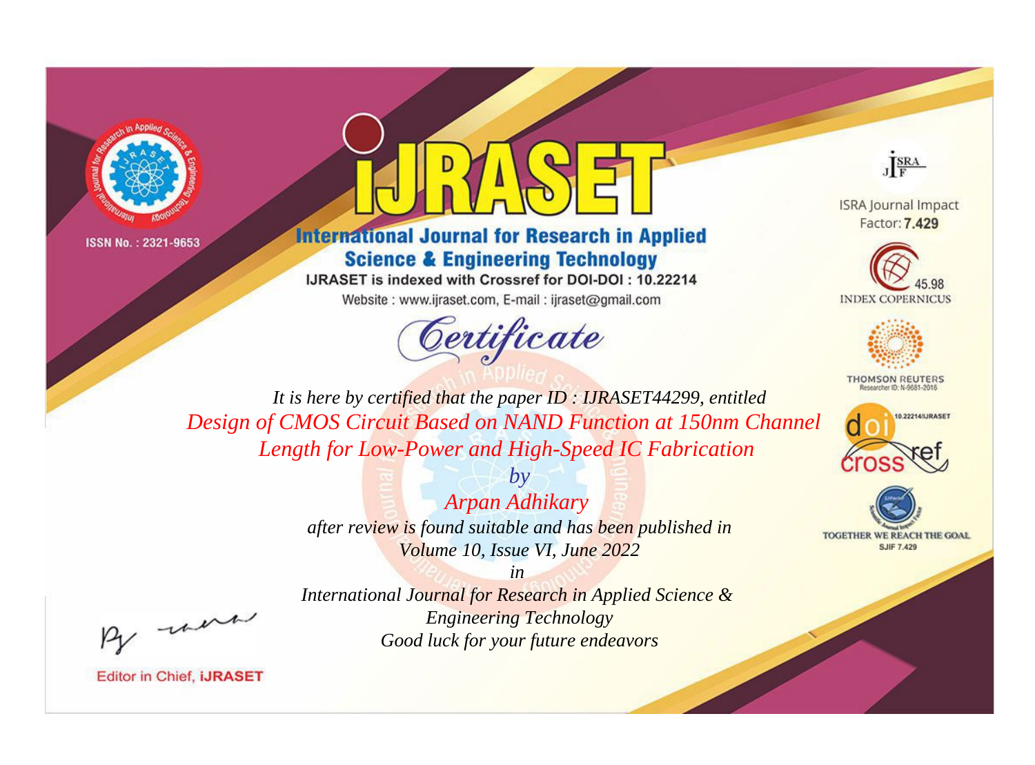ISSN No. : 2321-9653

# iJRASET

## International Journal for Research in Applied Science & Engineering Technology

IJRASET is indexed with Crossref for DOI-DOI : 10.22214

Website : www.ijraset.com, E-mail : ijraset@gmail.com

ISRA Journal Impact Factor: **7.429**

45.98 INDEX COPERNICUS

THOMSON REUTERS Researcher ID: N-9681-2016

10.22214/IJRASET

TOGETHER WE REACH THE GOAL SJIF 7.429

# *Certificate*

*It is here by certified that the paper ID : IJRASET44299, entitled*

*Design of CMOS Circuit Based on NAND Function at 150nm Channel Length for Low-Power and High-Speed IC Fabrication*

*by*

*Arpan Adhikary*

*after review is found suitable and has been published in*

*Volume 10, Issue VI, June 2022*

*in*

*International Journal for Research in Applied Science & Engineering Technology*

*Good luck for your future endeavors*

Editor in Chief, iJRASET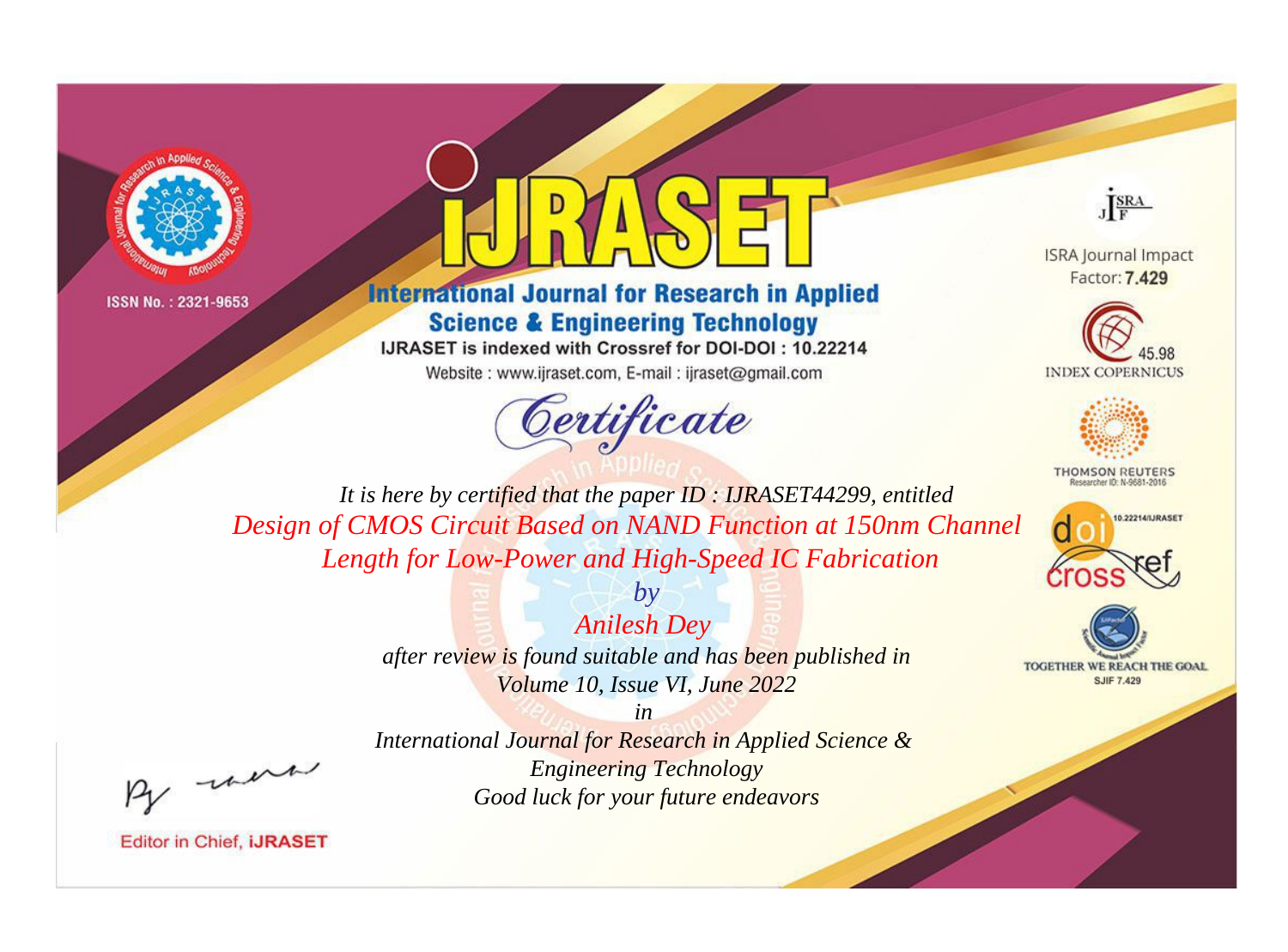ISSN No. : 2321-9653

# iJRASET

## International Journal for Research in Applied Science & Engineering Technology

IJRASET is indexed with Crossref for DOI-DOI : 10.22214

Website : www.ijraset.com, E-mail : ijraset@gmail.com

*Certificate*

*It is here by certified that the paper ID : IJRASET44299, entitled*

*Design of CMOS Circuit Based on NAND Function at 150nm Channel Length for Low-Power and High-Speed IC Fabrication*

*by*

*Anilesh Dey*

*after review is found suitable and has been published in*

*Volume 10, Issue VI, June 2022*

*in*

*International Journal for Research in Applied Science & Engineering Technology*

*Good luck for your future endeavors*

ISRA Journal Impact Factor: **7.429**

45.98 INDEX COPERNICUS

THOMSON REUTERS Researcher ID: N-9681-2016

10.22214/IJRASET

TOGETHER WE REACH THE GOAL SJIF 7.429

Editor in Chief, **iJRASET**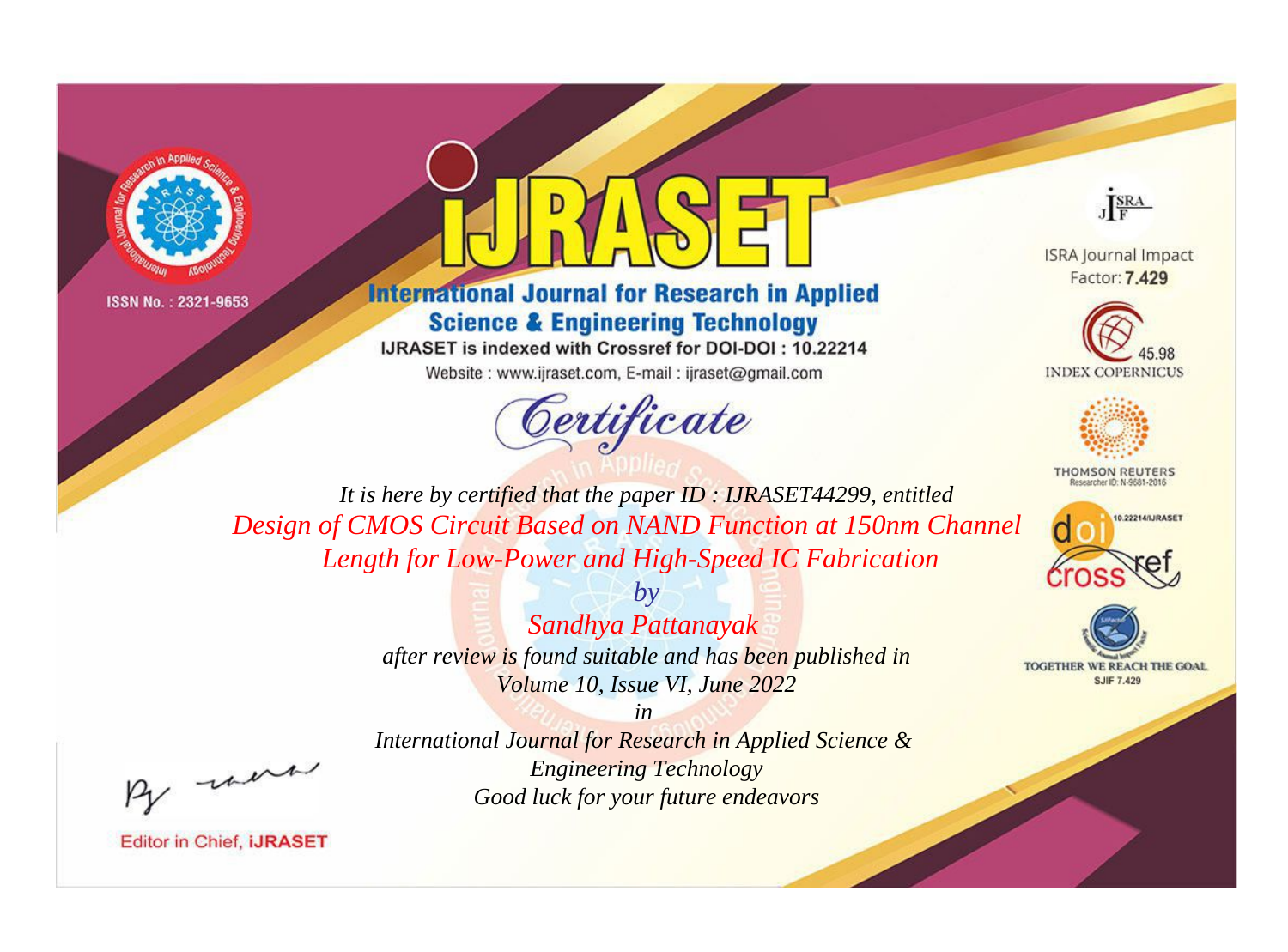ISSN No. : 2321-9653

# iJRASET

## International Journal for Research in Applied Science & Engineering Technology

IJRASET is indexed with Crossref for DOI-DOI : 10.22214

Website : www.ijraset.com, E-mail : ijraset@gmail.com

ISRA Journal Impact Factor: **7.429**

45.98 INDEX COPERNICUS

THOMSON REUTERS Researcher ID: N-9681-2016

10.22214/IJRASET

TOGETHER WE REACH THE GOAL SJIF 7.429

# *Certificate*

*It is here by certified that the paper ID : IJRASET44299, entitled*

*Design of CMOS Circuit Based on NAND Function at 150nm Channel Length for Low-Power and High-Speed IC Fabrication*

*by*

*Sandhya Pattanayak*

*after review is found suitable and has been published in*

*Volume 10, Issue VI, June 2022*

*in*

*International Journal for Research in Applied Science & Engineering Technology*

*Good luck for your future endeavors*

Editor in Chief, **iJRASET**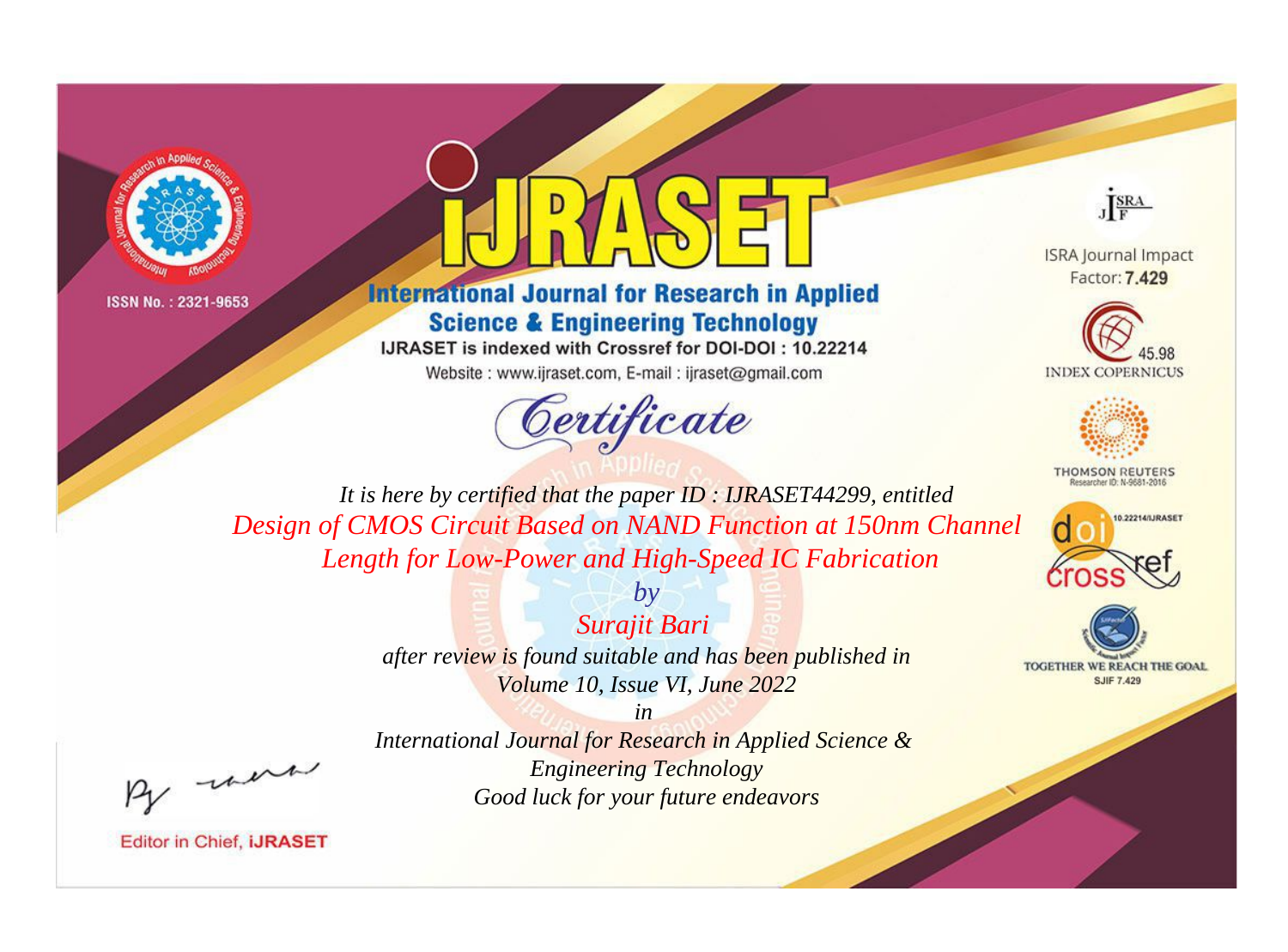ISSN No. : 2321-9653

# iJRASET

**International Journal for Research in Applied Science & Engineering Technology**

IJRASET is indexed with Crossref for DOI-DOI : 10.22214

Website : www.ijraset.com, E-mail : ijraset@gmail.com

*Certificate*

*It is here by certified that the paper ID : IJRASET44299, entitled*

*Design of CMOS Circuit Based on NAND Function at 150nm Channel Length for Low-Power and High-Speed IC Fabrication*

*by*

*Surajit Bari*

*after review is found suitable and has been published in*

*Volume 10, Issue VI, June 2022*

*in*

*International Journal for Research in Applied Science & Engineering Technology*

*Good luck for your future endeavors*

ISRA Journal Impact Factor: **7.429**

45.98 INDEX COPERNICUS

THOMSON REUTERS Researcher ID: N-9681-2016

10.22214/IJRASET

TOGETHER WE REACH THE GOAL SJIF 7.429

Editor in Chief, **iJRASET**